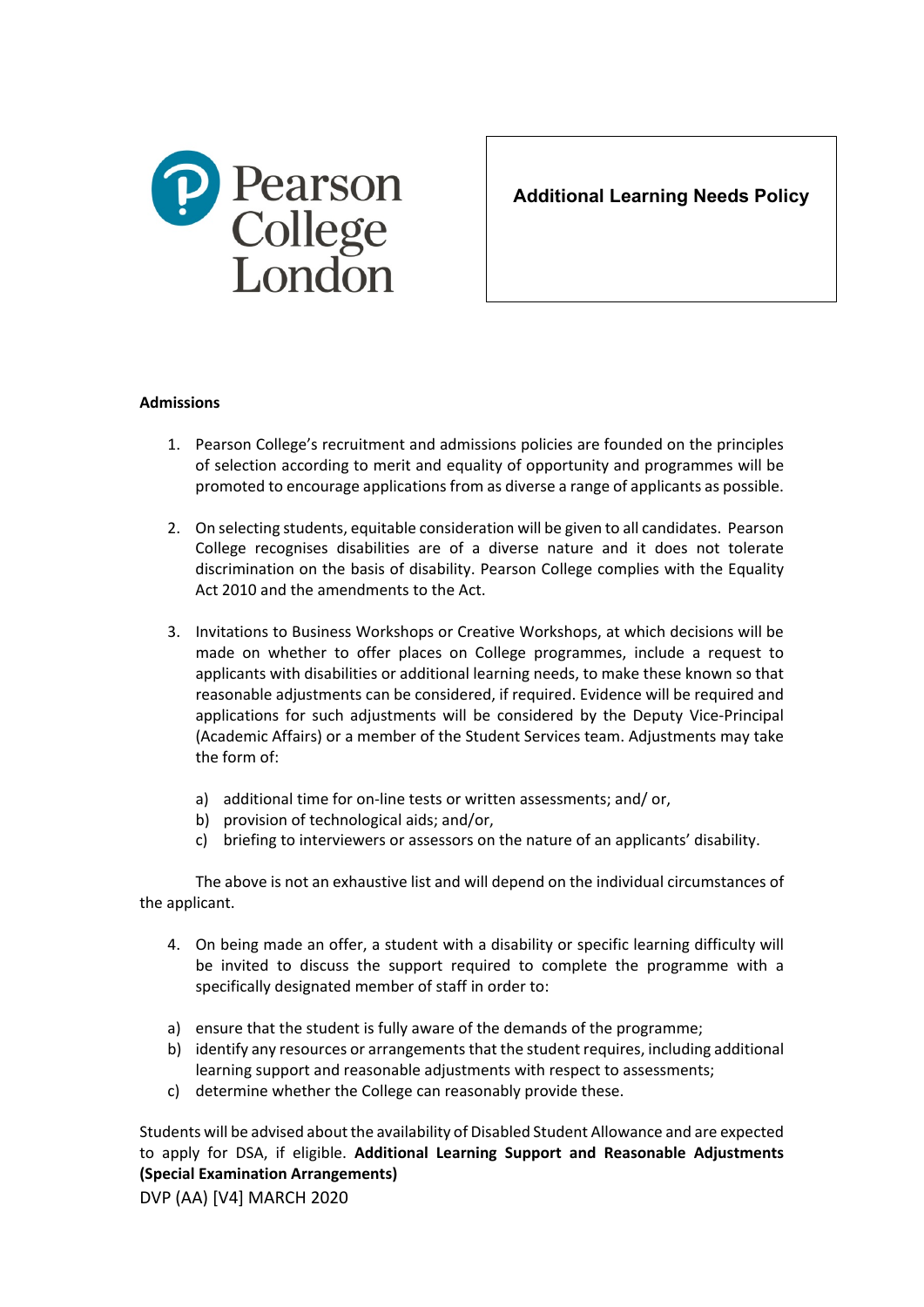Pearson College London

# Additional Learning Needs Policy

## Admissions

1. Pearson College's recruitment and admissions policies are founded on the principles of selection according to merit and equality of opportunity and programmes will be promoted to encourage applications from as diverse a range of applicants as possible.

2. On selecting students, equitable consideration will be given to all candidates. Pearson College recognises disabilities are of a diverse nature and it does not tolerate discrimination on the basis of disability. Pearson College complies with the Equality Act 2010 and the amendments to the Act.

3. Invitations to Business Workshops or Creative Workshops, at which decisions will be made on whether to offer places on College programmes, include a request to applicants with disabilities or additional learning needs, to make these known so that reasonable adjustments can be considered, if required. Evidence will be required and applications for such adjustments will be considered by the Deputy Vice-Principal (Academic Affairs) or a member of the Student Services team. Adjustments may take the form of:

    a) additional time for on-line tests or written assessments; and/ or,
    b) provision of technological aids; and/or,
    c) briefing to interviewers or assessors on the nature of an applicants' disability.

The above is not an exhaustive list and will depend on the individual circumstances of the applicant.

4. On being made an offer, a student with a disability or specific learning difficulty will be invited to discuss the support required to complete the programme with a specifically designated member of staff in order to:

a) ensure that the student is fully aware of the demands of the programme;
b) identify any resources or arrangements that the student requires, including additional learning support and reasonable adjustments with respect to assessments;
c) determine whether the College can reasonably provide these.

Students will be advised about the availability of Disabled Student Allowance and are expected to apply for DSA, if eligible. **Additional Learning Support and Reasonable Adjustments (Special Examination Arrangements)**

DVP (AA) [V4] MARCH 2020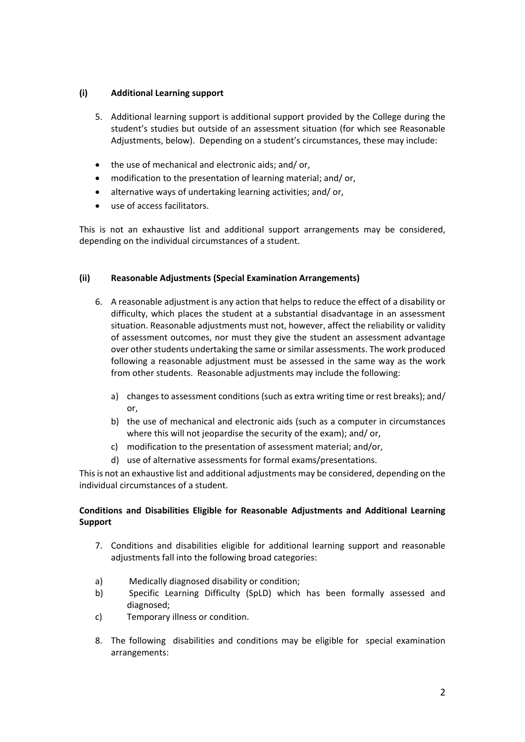### (i) Additional Learning support

5. Additional learning support is additional support provided by the College during the student's studies but outside of an assessment situation (for which see Reasonable Adjustments, below). Depending on a student's circumstances, these may include:

- the use of mechanical and electronic aids; and/ or,
- modification to the presentation of learning material; and/ or,
- alternative ways of undertaking learning activities; and/ or,
- use of access facilitators.

This is not an exhaustive list and additional support arrangements may be considered, depending on the individual circumstances of a student.

### (ii) Reasonable Adjustments (Special Examination Arrangements)

6. A reasonable adjustment is any action that helps to reduce the effect of a disability or difficulty, which places the student at a substantial disadvantage in an assessment situation. Reasonable adjustments must not, however, affect the reliability or validity of assessment outcomes, nor must they give the student an assessment advantage over other students undertaking the same or similar assessments. The work produced following a reasonable adjustment must be assessed in the same way as the work from other students. Reasonable adjustments may include the following:

   a) changes to assessment conditions (such as extra writing time or rest breaks); and/ or,
   b) the use of mechanical and electronic aids (such as a computer in circumstances where this will not jeopardise the security of the exam); and/ or,
   c) modification to the presentation of assessment material; and/or,
   d) use of alternative assessments for formal exams/presentations.

This is not an exhaustive list and additional adjustments may be considered, depending on the individual circumstances of a student.

**Conditions and Disabilities Eligible for Reasonable Adjustments and Additional Learning Support**

7. Conditions and disabilities eligible for additional learning support and reasonable adjustments fall into the following broad categories:

a) Medically diagnosed disability or condition;
b) Specific Learning Difficulty (SpLD) which has been formally assessed and diagnosed;
c) Temporary illness or condition.

8. The following disabilities and conditions may be eligible for special examination arrangements: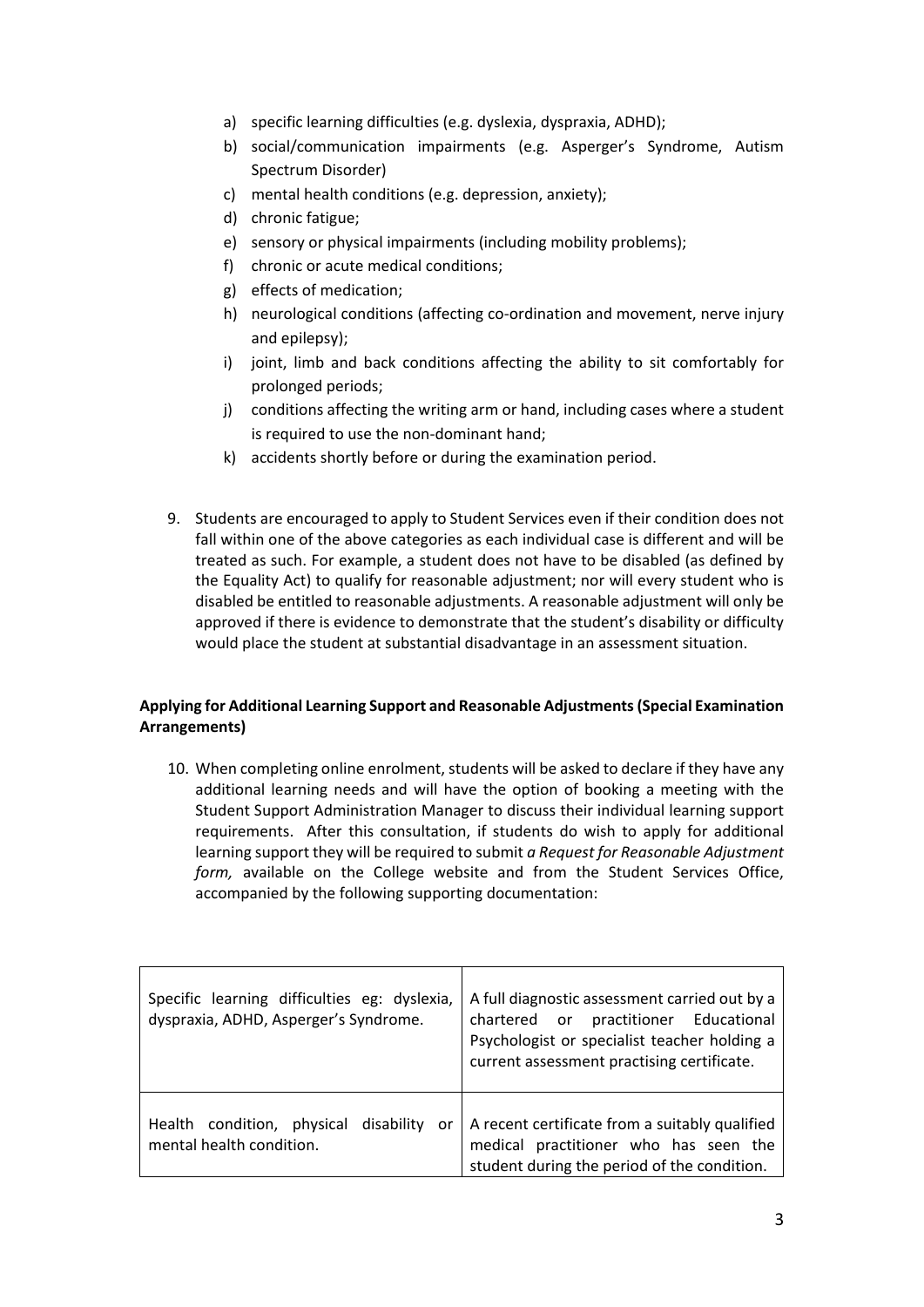a) specific learning difficulties (e.g. dyslexia, dyspraxia, ADHD);
b) social/communication impairments (e.g. Asperger's Syndrome, Autism Spectrum Disorder)
c) mental health conditions (e.g. depression, anxiety);
d) chronic fatigue;
e) sensory or physical impairments (including mobility problems);
f) chronic or acute medical conditions;
g) effects of medication;
h) neurological conditions (affecting co-ordination and movement, nerve injury and epilepsy);
i) joint, limb and back conditions affecting the ability to sit comfortably for prolonged periods;
j) conditions affecting the writing arm or hand, including cases where a student is required to use the non-dominant hand;
k) accidents shortly before or during the examination period.

9. Students are encouraged to apply to Student Services even if their condition does not fall within one of the above categories as each individual case is different and will be treated as such. For example, a student does not have to be disabled (as defined by the Equality Act) to qualify for reasonable adjustment; nor will every student who is disabled be entitled to reasonable adjustments. A reasonable adjustment will only be approved if there is evidence to demonstrate that the student's disability or difficulty would place the student at substantial disadvantage in an assessment situation.

**Applying for Additional Learning Support and Reasonable Adjustments (Special Examination Arrangements)**

10. When completing online enrolment, students will be asked to declare if they have any additional learning needs and will have the option of booking a meeting with the Student Support Administration Manager to discuss their individual learning support requirements. After this consultation, if students do wish to apply for additional learning support they will be required to submit *a Request for Reasonable Adjustment form,* available on the College website and from the Student Services Office, accompanied by the following supporting documentation:

| | |
|---|---|
| Specific learning difficulties eg: dyslexia, dyspraxia, ADHD, Asperger's Syndrome. | A full diagnostic assessment carried out by a chartered or practitioner Educational Psychologist or specialist teacher holding a current assessment practising certificate. |
| Health condition, physical disability or mental health condition. | A recent certificate from a suitably qualified medical practitioner who has seen the student during the period of the condition. |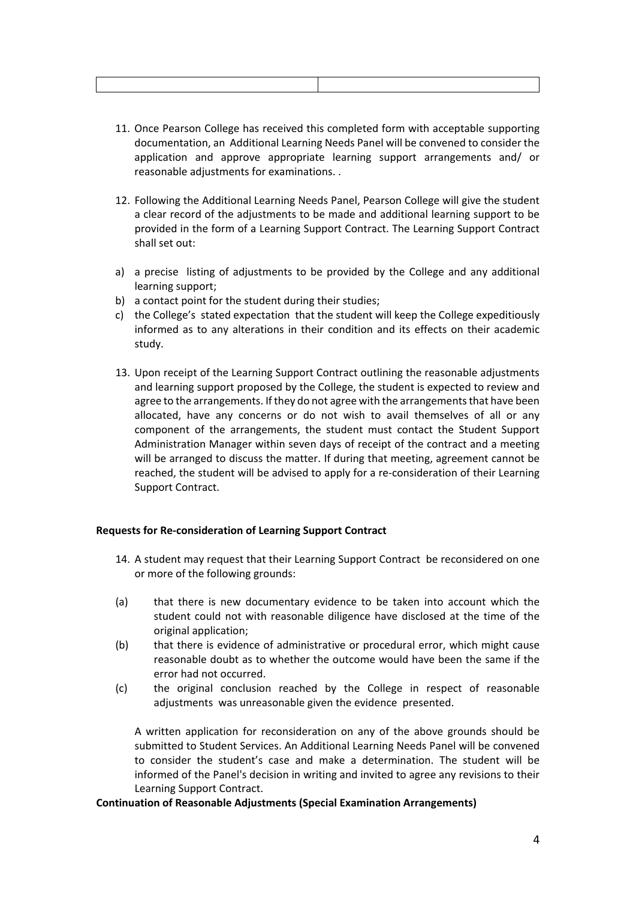| | |
|---|---|

11. Once Pearson College has received this completed form with acceptable supporting documentation, an Additional Learning Needs Panel will be convened to consider the application and approve appropriate learning support arrangements and/ or reasonable adjustments for examinations. .

12. Following the Additional Learning Needs Panel, Pearson College will give the student a clear record of the adjustments to be made and additional learning support to be provided in the form of a Learning Support Contract. The Learning Support Contract shall set out:

a) a precise listing of adjustments to be provided by the College and any additional learning support;
b) a contact point for the student during their studies;
c) the College's stated expectation that the student will keep the College expeditiously informed as to any alterations in their condition and its effects on their academic study.

13. Upon receipt of the Learning Support Contract outlining the reasonable adjustments and learning support proposed by the College, the student is expected to review and agree to the arrangements. If they do not agree with the arrangements that have been allocated, have any concerns or do not wish to avail themselves of all or any component of the arrangements, the student must contact the Student Support Administration Manager within seven days of receipt of the contract and a meeting will be arranged to discuss the matter. If during that meeting, agreement cannot be reached, the student will be advised to apply for a re-consideration of their Learning Support Contract.

**Requests for Re-consideration of Learning Support Contract**

14. A student may request that their Learning Support Contract be reconsidered on one or more of the following grounds:

(a) that there is new documentary evidence to be taken into account which the student could not with reasonable diligence have disclosed at the time of the original application;

(b) that there is evidence of administrative or procedural error, which might cause reasonable doubt as to whether the outcome would have been the same if the error had not occurred.

(c) the original conclusion reached by the College in respect of reasonable adjustments was unreasonable given the evidence presented.

A written application for reconsideration on any of the above grounds should be submitted to Student Services. An Additional Learning Needs Panel will be convened to consider the student's case and make a determination. The student will be informed of the Panel's decision in writing and invited to agree any revisions to their Learning Support Contract.

**Continuation of Reasonable Adjustments (Special Examination Arrangements)**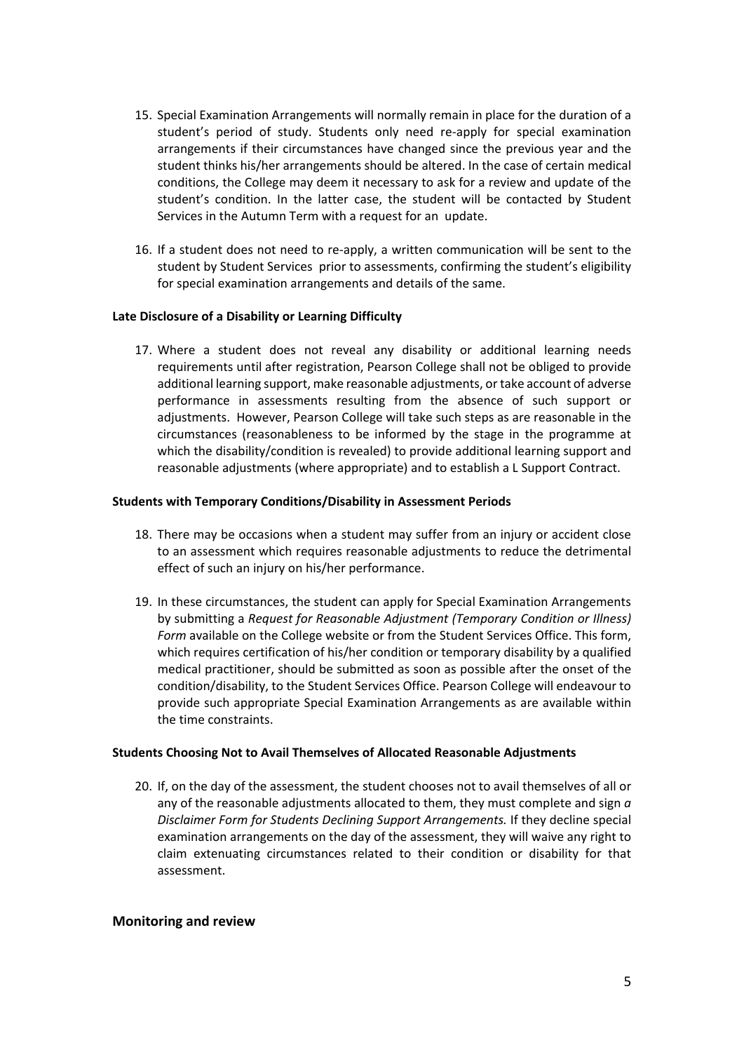15. Special Examination Arrangements will normally remain in place for the duration of a student's period of study. Students only need re-apply for special examination arrangements if their circumstances have changed since the previous year and the student thinks his/her arrangements should be altered. In the case of certain medical conditions, the College may deem it necessary to ask for a review and update of the student's condition. In the latter case, the student will be contacted by Student Services in the Autumn Term with a request for an update.

16. If a student does not need to re-apply, a written communication will be sent to the student by Student Services prior to assessments, confirming the student's eligibility for special examination arrangements and details of the same.

**Late Disclosure of a Disability or Learning Difficulty**

17. Where a student does not reveal any disability or additional learning needs requirements until after registration, Pearson College shall not be obliged to provide additional learning support, make reasonable adjustments, or take account of adverse performance in assessments resulting from the absence of such support or adjustments. However, Pearson College will take such steps as are reasonable in the circumstances (reasonableness to be informed by the stage in the programme at which the disability/condition is revealed) to provide additional learning support and reasonable adjustments (where appropriate) and to establish a L Support Contract.

**Students with Temporary Conditions/Disability in Assessment Periods**

18. There may be occasions when a student may suffer from an injury or accident close to an assessment which requires reasonable adjustments to reduce the detrimental effect of such an injury on his/her performance.

19. In these circumstances, the student can apply for Special Examination Arrangements by submitting a *Request for Reasonable Adjustment (Temporary Condition or Illness) Form* available on the College website or from the Student Services Office. This form, which requires certification of his/her condition or temporary disability by a qualified medical practitioner, should be submitted as soon as possible after the onset of the condition/disability, to the Student Services Office. Pearson College will endeavour to provide such appropriate Special Examination Arrangements as are available within the time constraints.

**Students Choosing Not to Avail Themselves of Allocated Reasonable Adjustments**

20. If, on the day of the assessment, the student chooses not to avail themselves of all or any of the reasonable adjustments allocated to them, they must complete and sign *a Disclaimer Form for Students Declining Support Arrangements.* If they decline special examination arrangements on the day of the assessment, they will waive any right to claim extenuating circumstances related to their condition or disability for that assessment.

## Monitoring and review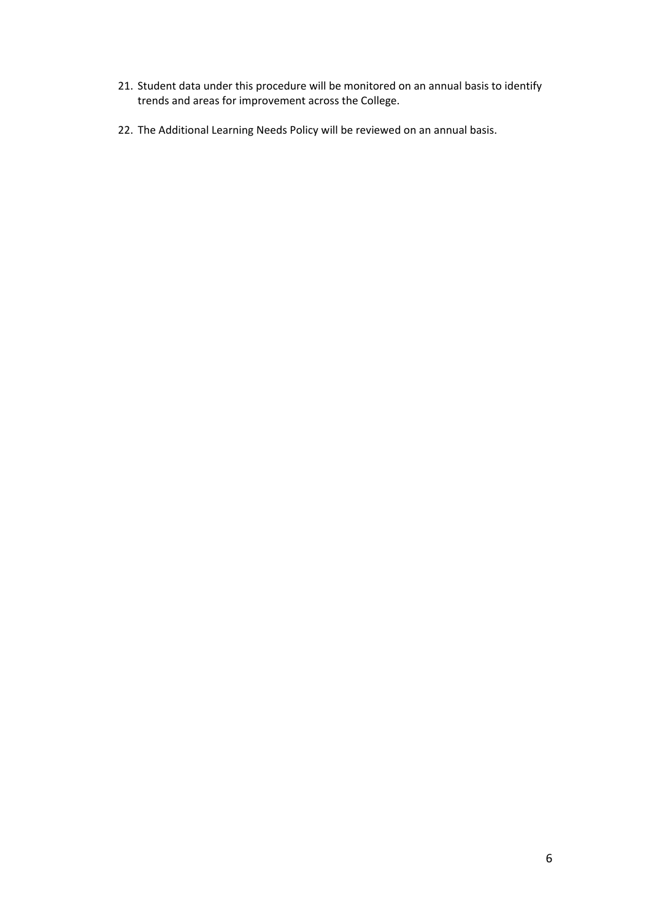21. Student data under this procedure will be monitored on an annual basis to identify trends and areas for improvement across the College.

22. The Additional Learning Needs Policy will be reviewed on an annual basis.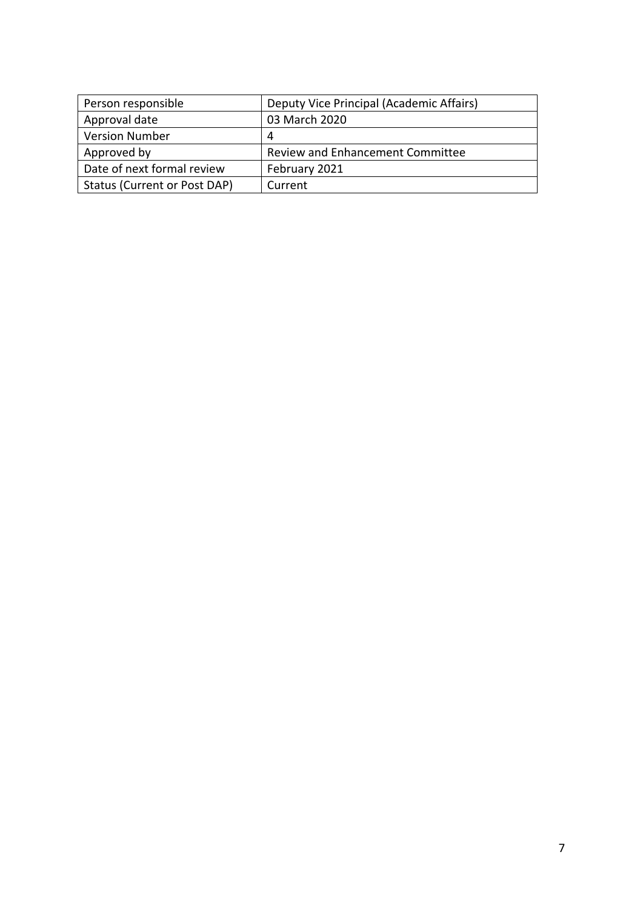| | |
|---|---|
| Person responsible | Deputy Vice Principal (Academic Affairs) |
| Approval date | 03 March 2020 |
| Version Number | 4 |
| Approved by | Review and Enhancement Committee |
| Date of next formal review | February 2021 |
| Status (Current or Post DAP) | Current |